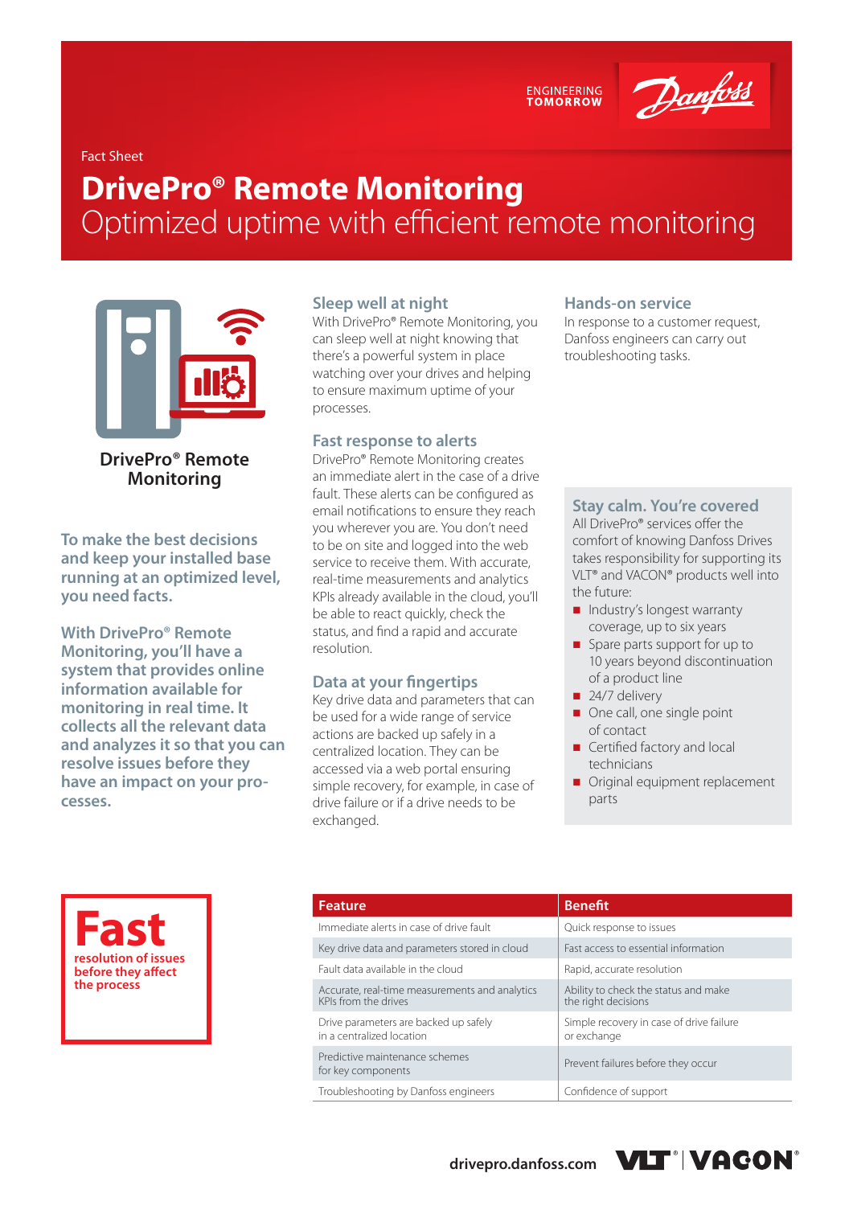ENGINEERING TOMORROW

Fact Sheet

# DrivePro® Remote Monitoring

## Optimized uptime with efficient remote monitoring

**DrivePro® Remote Monitoring**

**To make the best decisions and keep your installed base running at an optimized level, you need facts.**

**With DrivePro® Remote Monitoring, you'll have a system that provides online information available for monitoring in real time. It collects all the relevant data and analyzes it so that you can resolve issues before they have an impact on your processes.**

### Sleep well at night

With DrivePro® Remote Monitoring, you can sleep well at night knowing that there's a powerful system in place watching over your drives and helping to ensure maximum uptime of your processes.

### Fast response to alerts

DrivePro® Remote Monitoring creates an immediate alert in the case of a drive fault. These alerts can be configured as email notifications to ensure they reach you wherever you are. You don't need to be on site and logged into the web service to receive them. With accurate, real-time measurements and analytics KPIs already available in the cloud, you'll be able to react quickly, check the status, and find a rapid and accurate resolution.

### Data at your fingertips

Key drive data and parameters that can be used for a wide range of service actions are backed up safely in a centralized location. They can be accessed via a web portal ensuring simple recovery, for example, in case of drive failure or if a drive needs to be exchanged.

### Hands-on service

In response to a customer request, Danfoss engineers can carry out troubleshooting tasks.

### Stay calm. You're covered

All DrivePro® services offer the comfort of knowing Danfoss Drives takes responsibility for supporting its VLT® and VACON® products well into the future:

- Industry's longest warranty coverage, up to six years
- Spare parts support for up to 10 years beyond discontinuation of a product line
- 24/7 delivery
- One call, one single point of contact
- Certified factory and local technicians
- Original equipment replacement parts

**Fast** resolution of issues before they affect the process

| Feature | Benefit |
|---|---|
| Immediate alerts in case of drive fault | Quick response to issues |
| Key drive data and parameters stored in cloud | Fast access to essential information |
| Fault data available in the cloud | Rapid, accurate resolution |
| Accurate, real-time measurements and analytics KPIs from the drives | Ability to check the status and make the right decisions |
| Drive parameters are backed up safely in a centralized location | Simple recovery in case of drive failure or exchange |
| Predictive maintenance schemes for key components | Prevent failures before they occur |
| Troubleshooting by Danfoss engineers | Confidence of support |

drivepro.danfoss.com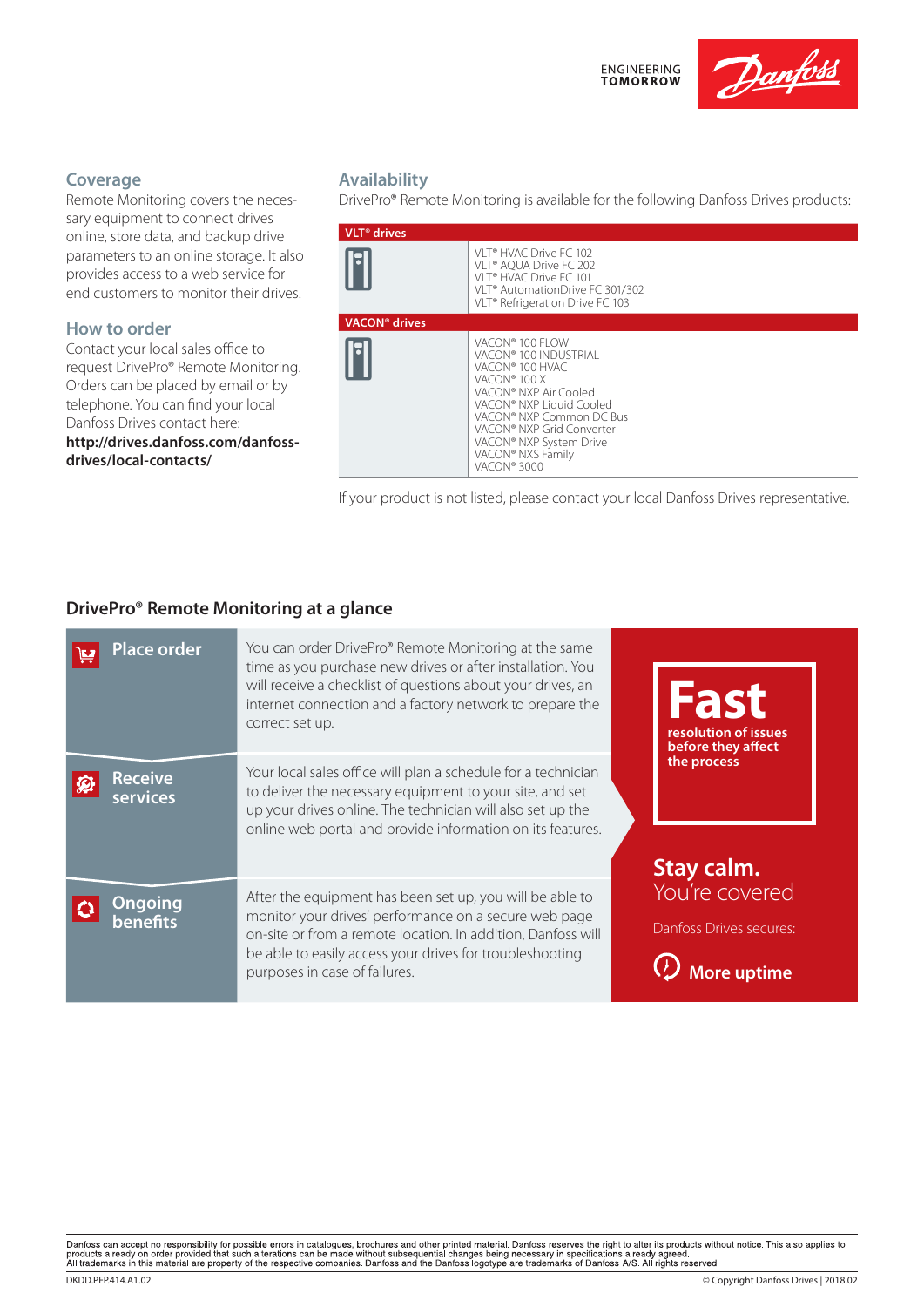## Coverage

Remote Monitoring covers the necessary equipment to connect drives online, store data, and backup drive parameters to an online storage. It also provides access to a web service for end customers to monitor their drives.

## How to order

Contact your local sales office to request DrivePro® Remote Monitoring. Orders can be placed by email or by telephone. You can find your local Danfoss Drives contact here:
**http://drives.danfoss.com/danfoss-drives/local-contacts/**

## Availability

DrivePro® Remote Monitoring is available for the following Danfoss Drives products:

| VLT® drives | |
|---|---|
| | VLT® HVAC Drive FC 102<br>VLT® AQUA Drive FC 202<br>VLT® HVAC Drive FC 101<br>VLT® AutomationDrive FC 301/302<br>VLT® Refrigeration Drive FC 103 |
| **VACON® drives** | |
| | VACON® 100 FLOW<br>VACON® 100 INDUSTRIAL<br>VACON® 100 HVAC<br>VACON® 100 X<br>VACON® NXP Air Cooled<br>VACON® NXP Liquid Cooled<br>VACON® NXP Common DC Bus<br>VACON® NXP Grid Converter<br>VACON® NXP System Drive<br>VACON® NXS Family<br>VACON® 3000 |

If your product is not listed, please contact your local Danfoss Drives representative.

## DrivePro® Remote Monitoring at a glance

| | |
|---|---|
| **Place order** | You can order DrivePro® Remote Monitoring at the same time as you purchase new drives or after installation. You will receive a checklist of questions about your drives, an internet connection and a factory network to prepare the correct set up. |
| **Receive services** | Your local sales office will plan a schedule for a technician to deliver the necessary equipment to your site, and set up your drives online. The technician will also set up the online web portal and provide information on its features. |
| **Ongoing benefits** | After the equipment has been set up, you will be able to monitor your drives' performance on a secure web page on-site or from a remote location. In addition, Danfoss will be able to easily access your drives for troubleshooting purposes in case of failures. |

**Fast**
**resolution of issues before they affect the process**

**Stay calm.**
You're covered

Danfoss Drives secures:

**More uptime**

Danfoss can accept no responsibility for possible errors in catalogues, brochures and other printed material. Danfoss reserves the right to alter its products without notice. This also applies to products already on order provided that such alterations can be made without subsequential changes being necessary in specifications already agreed. All trademarks in this material are property of the respective companies. Danfoss and the Danfoss logotype are trademarks of Danfoss A/S. All rights reserved.

DKDD.PFP.414.A1.02 © Copyright Danfoss Drives | 2018.02